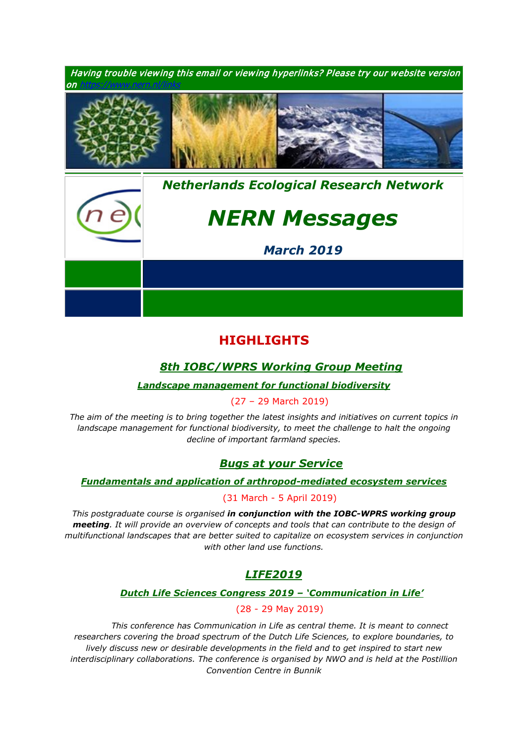*Having trouble viewing this email or viewing hyperlinks? Please try our website version on https://www.nern.nl/links*

***Netherlands Ecological Research Network***

# *NERN Messages*

***March 2019***

## HIGHLIGHTS

### *8th IOBC/WPRS Working Group Meeting*

***Landscape management for functional biodiversity***

(27 – 29 March 2019)

*The aim of the meeting is to bring together the latest insights and initiatives on current topics in landscape management for functional biodiversity, to meet the challenge to halt the ongoing decline of important farmland species.*

### *Bugs at your Service*

***Fundamentals and application of arthropod-mediated ecosystem services***

(31 March - 5 April 2019)

*This postgraduate course is organised **in conjunction with the IOBC-WPRS working group meeting**. It will provide an overview of concepts and tools that can contribute to the design of multifunctional landscapes that are better suited to capitalize on ecosystem services in conjunction with other land use functions.*

### *LIFE2019*

***Dutch Life Sciences Congress 2019 – 'Communication in Life'***

(28 - 29 May 2019)

*This conference has Communication in Life as central theme. It is meant to connect researchers covering the broad spectrum of the Dutch Life Sciences, to explore boundaries, to lively discuss new or desirable developments in the field and to get inspired to start new interdisciplinary collaborations. The conference is organised by NWO and is held at the Postillion Convention Centre in Bunnik*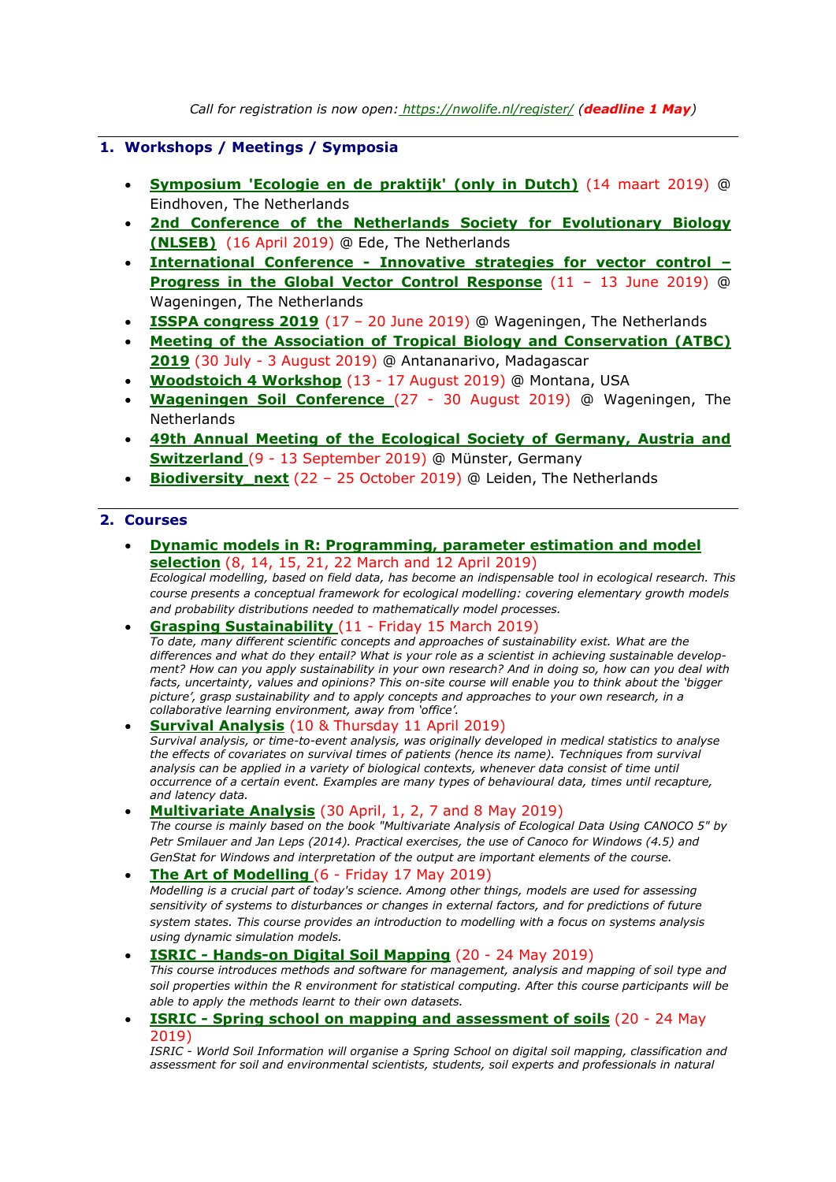*Call for registration is now open: https://nwolife.nl/register/ (**deadline 1 May**)*

---

## 1. Workshops / Meetings / Symposia

- **Symposium 'Ecologie en de praktijk' (only in Dutch)** (14 maart 2019) @ Eindhoven, The Netherlands
- **2nd Conference of the Netherlands Society for Evolutionary Biology (NLSEB)** (16 April 2019) @ Ede, The Netherlands
- **International Conference - Innovative strategies for vector control – Progress in the Global Vector Control Response** (11 – 13 June 2019) @ Wageningen, The Netherlands
- **ISSPA congress 2019** (17 – 20 June 2019) @ Wageningen, The Netherlands
- **Meeting of the Association of Tropical Biology and Conservation (ATBC) 2019** (30 July - 3 August 2019) @ Antananarivo, Madagascar
- **Woodstoich 4 Workshop** (13 - 17 August 2019) @ Montana, USA
- **Wageningen Soil Conference** (27 - 30 August 2019) @ Wageningen, The Netherlands
- **49th Annual Meeting of the Ecological Society of Germany, Austria and Switzerland** (9 - 13 September 2019) @ Münster, Germany
- **Biodiversity_next** (22 – 25 October 2019) @ Leiden, The Netherlands

---

## 2. Courses

- **Dynamic models in R: Programming, parameter estimation and model selection** (8, 14, 15, 21, 22 March and 12 April 2019)
  *Ecological modelling, based on field data, has become an indispensable tool in ecological research. This course presents a conceptual framework for ecological modelling: covering elementary growth models and probability distributions needed to mathematically model processes.*
- **Grasping Sustainability** (11 - Friday 15 March 2019)
  *To date, many different scientific concepts and approaches of sustainability exist. What are the differences and what do they entail? What is your role as a scientist in achieving sustainable development? How can you apply sustainability in your own research? And in doing so, how can you deal with facts, uncertainty, values and opinions? This on-site course will enable you to think about the 'bigger picture', grasp sustainability and to apply concepts and approaches to your own research, in a collaborative learning environment, away from 'office'.*
- **Survival Analysis** (10 & Thursday 11 April 2019)
  *Survival analysis, or time-to-event analysis, was originally developed in medical statistics to analyse the effects of covariates on survival times of patients (hence its name). Techniques from survival analysis can be applied in a variety of biological contexts, whenever data consist of time until occurrence of a certain event. Examples are many types of behavioural data, times until recapture, and latency data.*
- **Multivariate Analysis** (30 April, 1, 2, 7 and 8 May 2019)
  *The course is mainly based on the book "Multivariate Analysis of Ecological Data Using CANOCO 5" by Petr Smilauer and Jan Leps (2014). Practical exercises, the use of Canoco for Windows (4.5) and GenStat for Windows and interpretation of the output are important elements of the course.*
- **The Art of Modelling** (6 - Friday 17 May 2019)
  *Modelling is a crucial part of today's science. Among other things, models are used for assessing sensitivity of systems to disturbances or changes in external factors, and for predictions of future system states. This course provides an introduction to modelling with a focus on systems analysis using dynamic simulation models.*
- **ISRIC - Hands-on Digital Soil Mapping** (20 - 24 May 2019)
  *This course introduces methods and software for management, analysis and mapping of soil type and soil properties within the R environment for statistical computing. After this course participants will be able to apply the methods learnt to their own datasets.*
- **ISRIC - Spring school on mapping and assessment of soils** (20 - 24 May 2019)
  *ISRIC - World Soil Information will organise a Spring School on digital soil mapping, classification and assessment for soil and environmental scientists, students, soil experts and professionals in natural*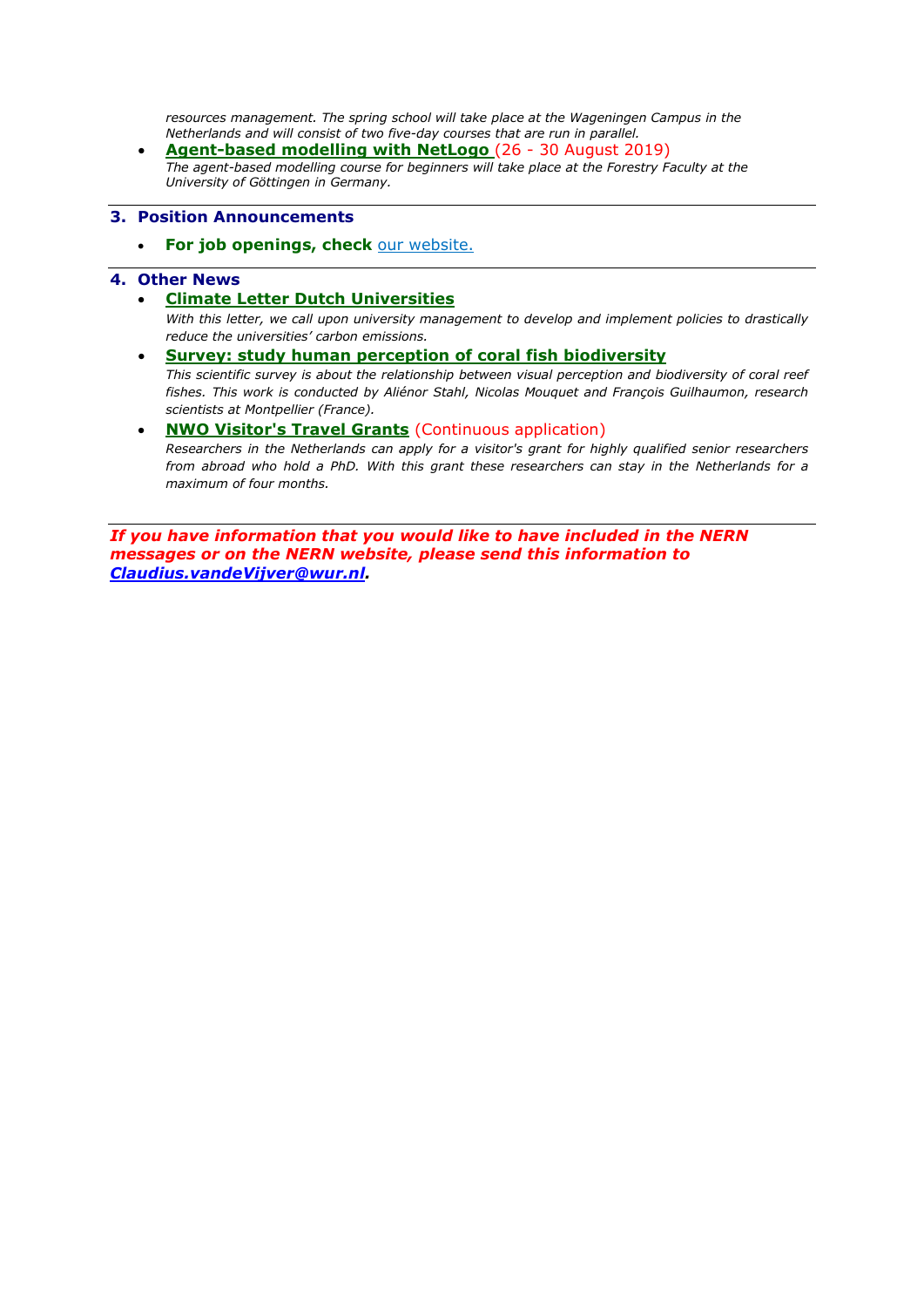*resources management. The spring school will take place at the Wageningen Campus in the Netherlands and will consist of two five-day courses that are run in parallel.*

- **Agent-based modelling with NetLogo** (26 - 30 August 2019)
  *The agent-based modelling course for beginners will take place at the Forestry Faculty at the University of Göttingen in Germany.*

---

## 3. Position Announcements

- **For job openings, check** our website.

---

## 4. Other News

- **Climate Letter Dutch Universities**
  *With this letter, we call upon university management to develop and implement policies to drastically reduce the universities' carbon emissions.*
- **Survey: study human perception of coral fish biodiversity**
  *This scientific survey is about the relationship between visual perception and biodiversity of coral reef fishes. This work is conducted by Aliénor Stahl, Nicolas Mouquet and François Guilhaumon, research scientists at Montpellier (France).*
- **NWO Visitor's Travel Grants** (Continuous application)
  *Researchers in the Netherlands can apply for a visitor's grant for highly qualified senior researchers from abroad who hold a PhD. With this grant these researchers can stay in the Netherlands for a maximum of four months.*

---

***If you have information that you would like to have included in the NERN messages or on the NERN website, please send this information to Claudius.vandeVijver@wur.nl.***